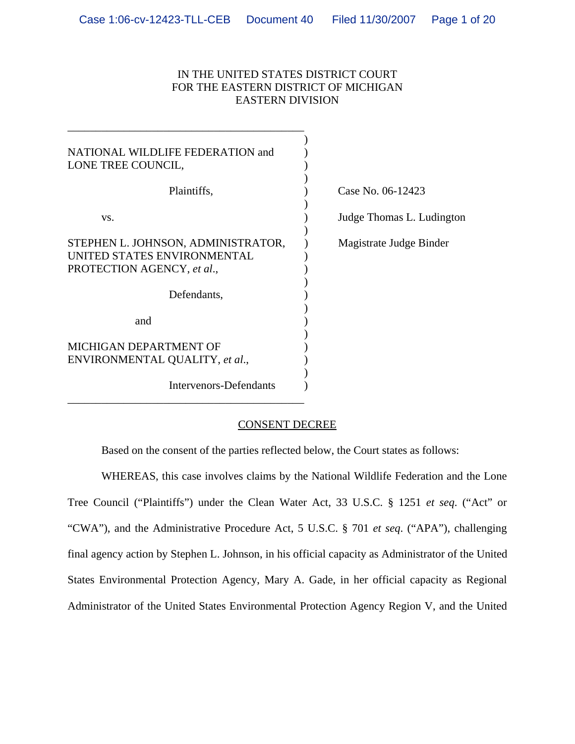IN THE UNITED STATES DISTRICT COURT
FOR THE EASTERN DISTRICT OF MICHIGAN
EASTERN DIVISION

NATIONAL WILDLIFE FEDERATION and LONE TREE COUNCIL,

Plaintiffs,

vs.

STEPHEN L. JOHNSON, ADMINISTRATOR, UNITED STATES ENVIRONMENTAL PROTECTION AGENCY, *et al.*,

Defendants,

and

MICHIGAN DEPARTMENT OF ENVIRONMENTAL QUALITY, *et al.*,

Intervenors-Defendants

Case No. 06-12423

Judge Thomas L. Ludington

Magistrate Judge Binder

## CONSENT DECREE

Based on the consent of the parties reflected below, the Court states as follows:

WHEREAS, this case involves claims by the National Wildlife Federation and the Lone Tree Council ("Plaintiffs") under the Clean Water Act, 33 U.S.C. § 1251 *et seq.* ("Act" or "CWA"), and the Administrative Procedure Act, 5 U.S.C. § 701 *et seq.* ("APA"), challenging final agency action by Stephen L. Johnson, in his official capacity as Administrator of the United States Environmental Protection Agency, Mary A. Gade, in her official capacity as Regional Administrator of the United States Environmental Protection Agency Region V, and the United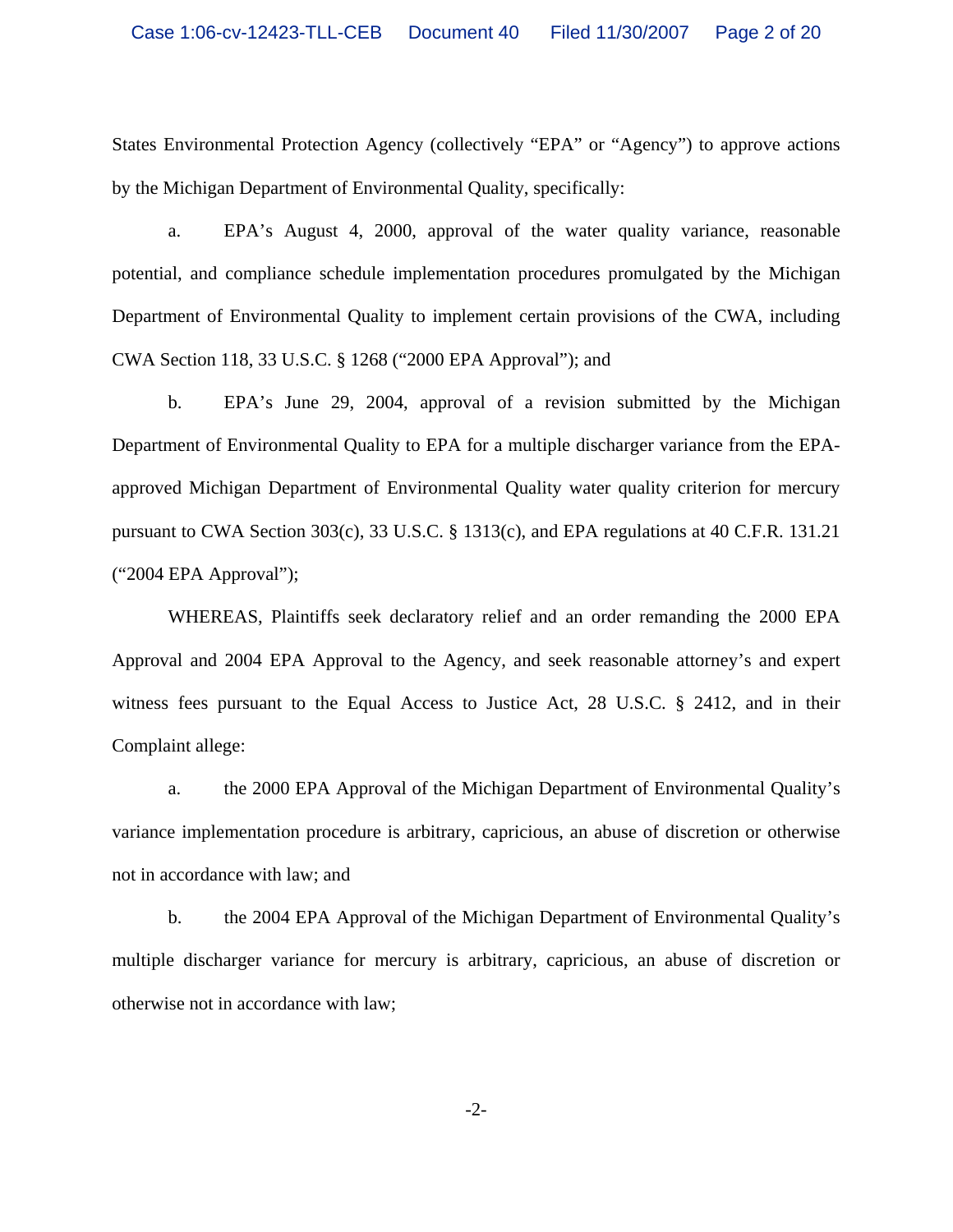States Environmental Protection Agency (collectively "EPA" or "Agency") to approve actions by the Michigan Department of Environmental Quality, specifically:

a. EPA's August 4, 2000, approval of the water quality variance, reasonable potential, and compliance schedule implementation procedures promulgated by the Michigan Department of Environmental Quality to implement certain provisions of the CWA, including CWA Section 118, 33 U.S.C. § 1268 ("2000 EPA Approval"); and

b. EPA's June 29, 2004, approval of a revision submitted by the Michigan Department of Environmental Quality to EPA for a multiple discharger variance from the EPA-approved Michigan Department of Environmental Quality water quality criterion for mercury pursuant to CWA Section 303(c), 33 U.S.C. § 1313(c), and EPA regulations at 40 C.F.R. 131.21 ("2004 EPA Approval");

WHEREAS, Plaintiffs seek declaratory relief and an order remanding the 2000 EPA Approval and 2004 EPA Approval to the Agency, and seek reasonable attorney's and expert witness fees pursuant to the Equal Access to Justice Act, 28 U.S.C. § 2412, and in their Complaint allege:

a. the 2000 EPA Approval of the Michigan Department of Environmental Quality's variance implementation procedure is arbitrary, capricious, an abuse of discretion or otherwise not in accordance with law; and

b. the 2004 EPA Approval of the Michigan Department of Environmental Quality's multiple discharger variance for mercury is arbitrary, capricious, an abuse of discretion or otherwise not in accordance with law;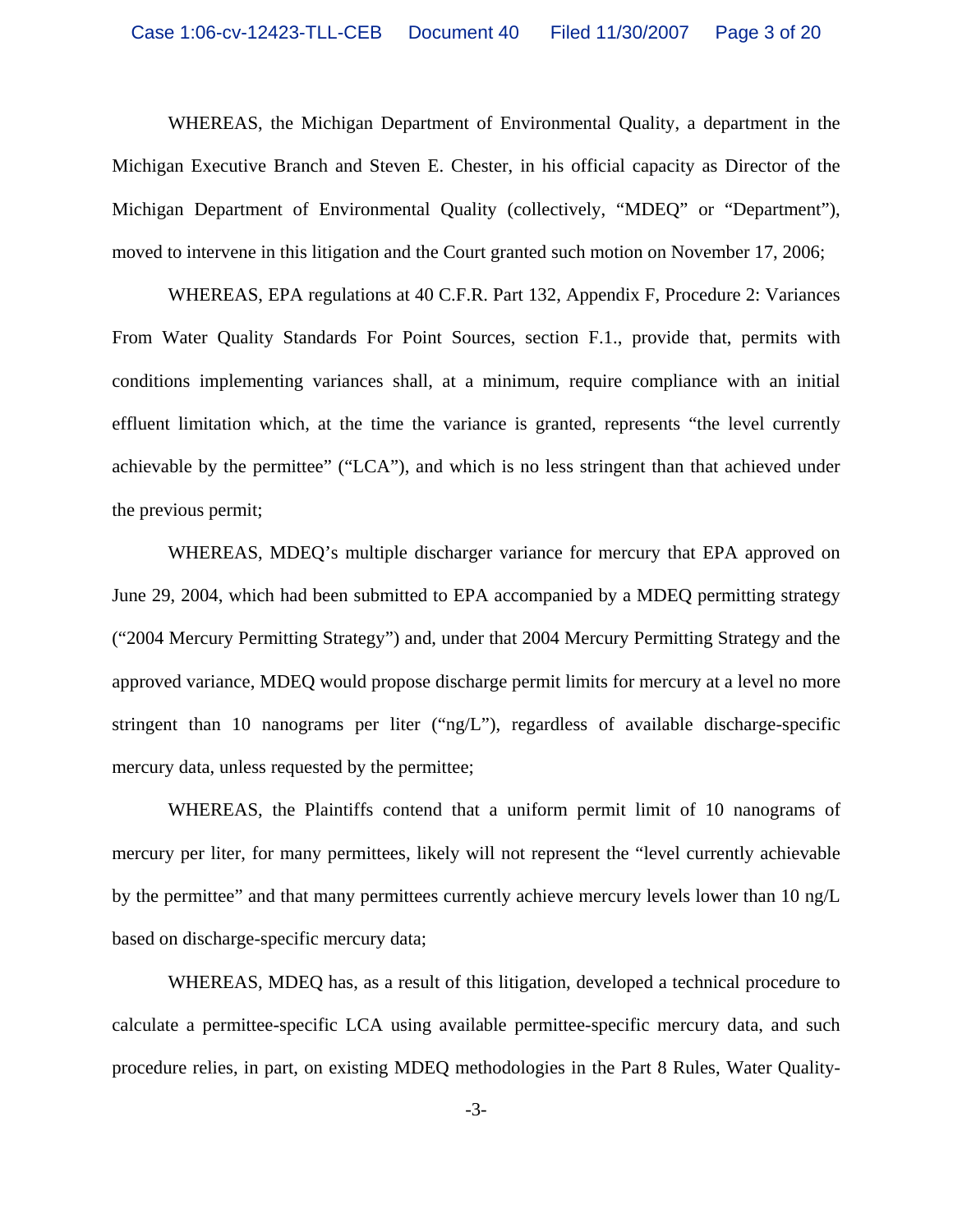WHEREAS, the Michigan Department of Environmental Quality, a department in the Michigan Executive Branch and Steven E. Chester, in his official capacity as Director of the Michigan Department of Environmental Quality (collectively, "MDEQ" or "Department"), moved to intervene in this litigation and the Court granted such motion on November 17, 2006;

WHEREAS, EPA regulations at 40 C.F.R. Part 132, Appendix F, Procedure 2: Variances From Water Quality Standards For Point Sources, section F.1., provide that, permits with conditions implementing variances shall, at a minimum, require compliance with an initial effluent limitation which, at the time the variance is granted, represents "the level currently achievable by the permittee" ("LCA"), and which is no less stringent than that achieved under the previous permit;

WHEREAS, MDEQ's multiple discharger variance for mercury that EPA approved on June 29, 2004, which had been submitted to EPA accompanied by a MDEQ permitting strategy ("2004 Mercury Permitting Strategy") and, under that 2004 Mercury Permitting Strategy and the approved variance, MDEQ would propose discharge permit limits for mercury at a level no more stringent than 10 nanograms per liter ("ng/L"), regardless of available discharge-specific mercury data, unless requested by the permittee;

WHEREAS, the Plaintiffs contend that a uniform permit limit of 10 nanograms of mercury per liter, for many permittees, likely will not represent the "level currently achievable by the permittee" and that many permittees currently achieve mercury levels lower than 10 ng/L based on discharge-specific mercury data;

WHEREAS, MDEQ has, as a result of this litigation, developed a technical procedure to calculate a permittee-specific LCA using available permittee-specific mercury data, and such procedure relies, in part, on existing MDEQ methodologies in the Part 8 Rules, Water Quality-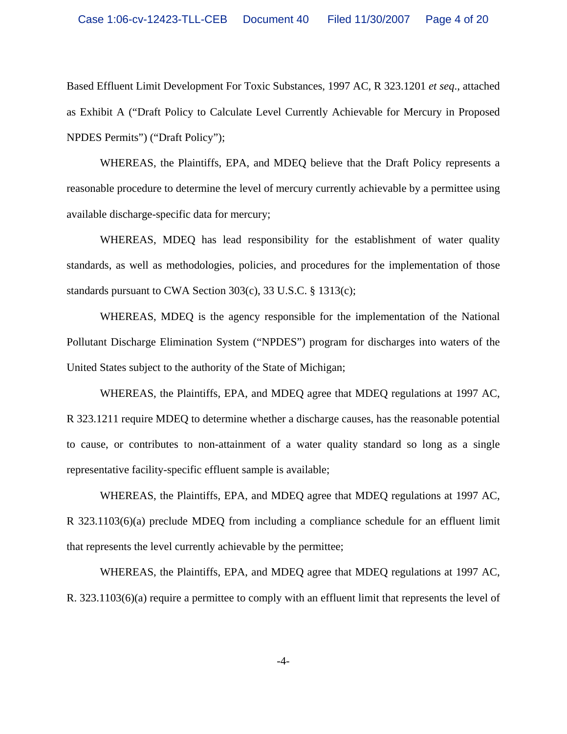Based Effluent Limit Development For Toxic Substances, 1997 AC, R 323.1201 *et seq*., attached as Exhibit A ("Draft Policy to Calculate Level Currently Achievable for Mercury in Proposed NPDES Permits") ("Draft Policy");

WHEREAS, the Plaintiffs, EPA, and MDEQ believe that the Draft Policy represents a reasonable procedure to determine the level of mercury currently achievable by a permittee using available discharge-specific data for mercury;

WHEREAS, MDEQ has lead responsibility for the establishment of water quality standards, as well as methodologies, policies, and procedures for the implementation of those standards pursuant to CWA Section 303(c), 33 U.S.C. § 1313(c);

WHEREAS, MDEQ is the agency responsible for the implementation of the National Pollutant Discharge Elimination System ("NPDES") program for discharges into waters of the United States subject to the authority of the State of Michigan;

WHEREAS, the Plaintiffs, EPA, and MDEQ agree that MDEQ regulations at 1997 AC, R 323.1211 require MDEQ to determine whether a discharge causes, has the reasonable potential to cause, or contributes to non-attainment of a water quality standard so long as a single representative facility-specific effluent sample is available;

WHEREAS, the Plaintiffs, EPA, and MDEQ agree that MDEQ regulations at 1997 AC, R 323.1103(6)(a) preclude MDEQ from including a compliance schedule for an effluent limit that represents the level currently achievable by the permittee;

WHEREAS, the Plaintiffs, EPA, and MDEQ agree that MDEQ regulations at 1997 AC, R. 323.1103(6)(a) require a permittee to comply with an effluent limit that represents the level of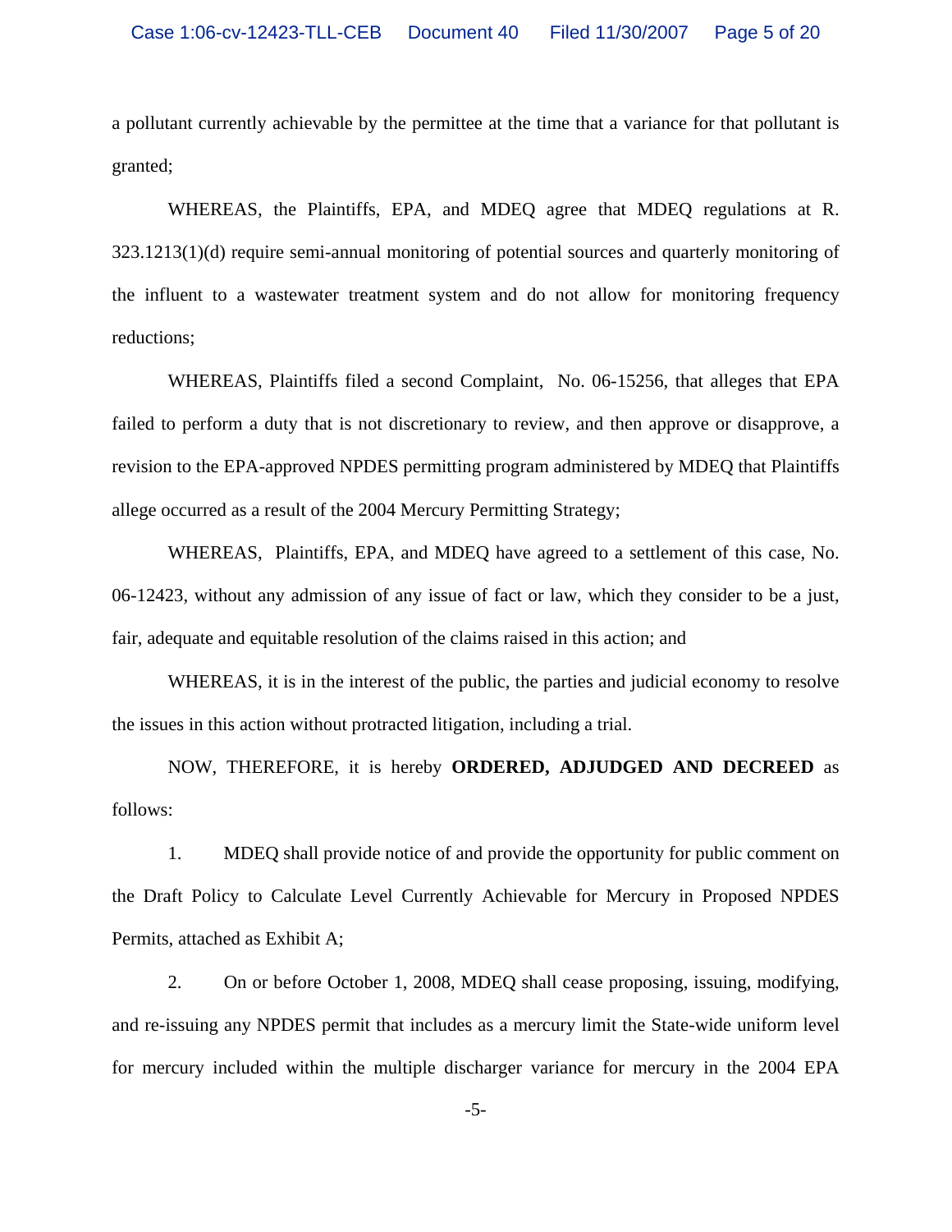a pollutant currently achievable by the permittee at the time that a variance for that pollutant is granted;

WHEREAS, the Plaintiffs, EPA, and MDEQ agree that MDEQ regulations at R. 323.1213(1)(d) require semi-annual monitoring of potential sources and quarterly monitoring of the influent to a wastewater treatment system and do not allow for monitoring frequency reductions;

WHEREAS, Plaintiffs filed a second Complaint, No. 06-15256, that alleges that EPA failed to perform a duty that is not discretionary to review, and then approve or disapprove, a revision to the EPA-approved NPDES permitting program administered by MDEQ that Plaintiffs allege occurred as a result of the 2004 Mercury Permitting Strategy;

WHEREAS, Plaintiffs, EPA, and MDEQ have agreed to a settlement of this case, No. 06-12423, without any admission of any issue of fact or law, which they consider to be a just, fair, adequate and equitable resolution of the claims raised in this action; and

WHEREAS, it is in the interest of the public, the parties and judicial economy to resolve the issues in this action without protracted litigation, including a trial.

NOW, THEREFORE, it is hereby **ORDERED, ADJUDGED AND DECREED** as follows:

1. MDEQ shall provide notice of and provide the opportunity for public comment on the Draft Policy to Calculate Level Currently Achievable for Mercury in Proposed NPDES Permits, attached as Exhibit A;

2. On or before October 1, 2008, MDEQ shall cease proposing, issuing, modifying, and re-issuing any NPDES permit that includes as a mercury limit the State-wide uniform level for mercury included within the multiple discharger variance for mercury in the 2004 EPA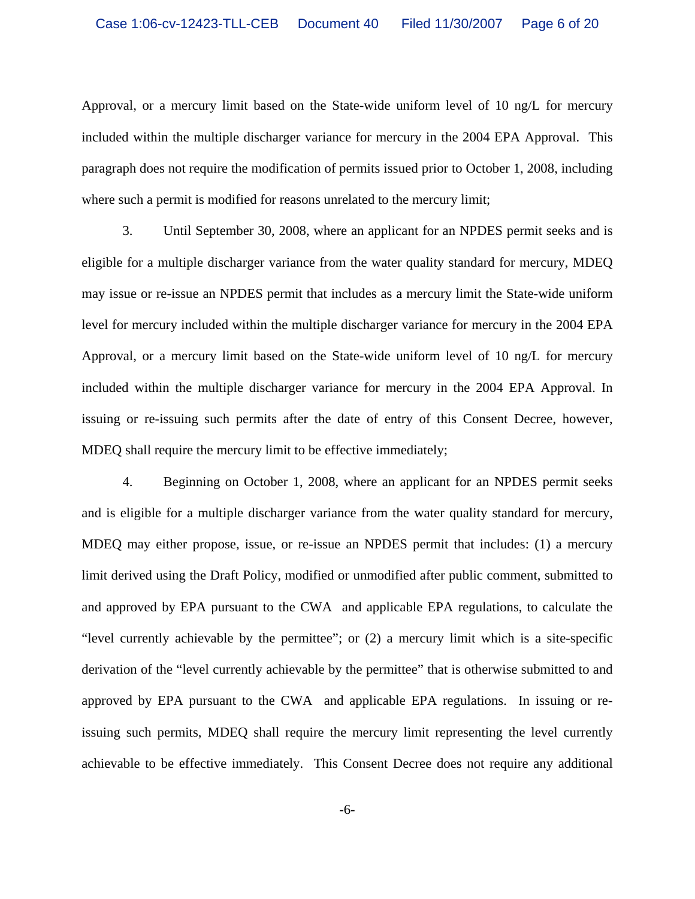Approval, or a mercury limit based on the State-wide uniform level of 10 ng/L for mercury included within the multiple discharger variance for mercury in the 2004 EPA Approval. This paragraph does not require the modification of permits issued prior to October 1, 2008, including where such a permit is modified for reasons unrelated to the mercury limit;

3. Until September 30, 2008, where an applicant for an NPDES permit seeks and is eligible for a multiple discharger variance from the water quality standard for mercury, MDEQ may issue or re-issue an NPDES permit that includes as a mercury limit the State-wide uniform level for mercury included within the multiple discharger variance for mercury in the 2004 EPA Approval, or a mercury limit based on the State-wide uniform level of 10 ng/L for mercury included within the multiple discharger variance for mercury in the 2004 EPA Approval. In issuing or re-issuing such permits after the date of entry of this Consent Decree, however, MDEQ shall require the mercury limit to be effective immediately;

4. Beginning on October 1, 2008, where an applicant for an NPDES permit seeks and is eligible for a multiple discharger variance from the water quality standard for mercury, MDEQ may either propose, issue, or re-issue an NPDES permit that includes: (1) a mercury limit derived using the Draft Policy, modified or unmodified after public comment, submitted to and approved by EPA pursuant to the CWA and applicable EPA regulations, to calculate the "level currently achievable by the permittee"; or (2) a mercury limit which is a site-specific derivation of the "level currently achievable by the permittee" that is otherwise submitted to and approved by EPA pursuant to the CWA and applicable EPA regulations. In issuing or re-issuing such permits, MDEQ shall require the mercury limit representing the level currently achievable to be effective immediately. This Consent Decree does not require any additional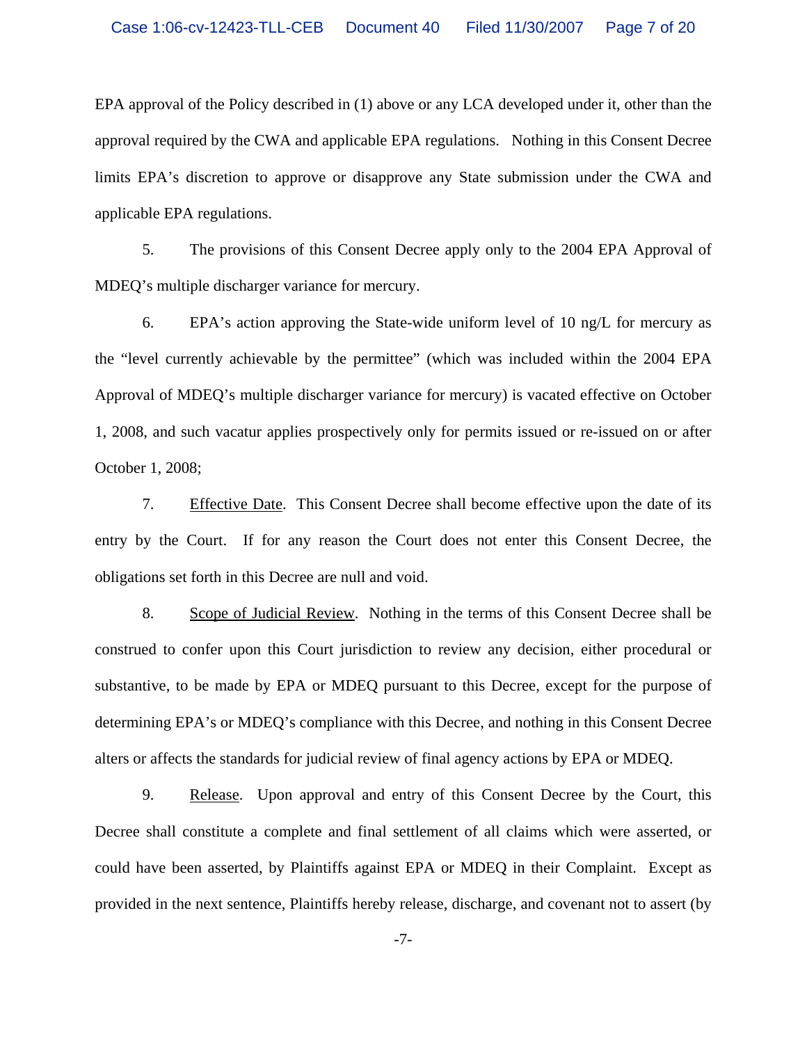EPA approval of the Policy described in (1) above or any LCA developed under it, other than the approval required by the CWA and applicable EPA regulations. Nothing in this Consent Decree limits EPA's discretion to approve or disapprove any State submission under the CWA and applicable EPA regulations.

5. The provisions of this Consent Decree apply only to the 2004 EPA Approval of MDEQ's multiple discharger variance for mercury.

6. EPA's action approving the State-wide uniform level of 10 ng/L for mercury as the "level currently achievable by the permittee" (which was included within the 2004 EPA Approval of MDEQ's multiple discharger variance for mercury) is vacated effective on October 1, 2008, and such vacatur applies prospectively only for permits issued or re-issued on or after October 1, 2008;

7. Effective Date. This Consent Decree shall become effective upon the date of its entry by the Court. If for any reason the Court does not enter this Consent Decree, the obligations set forth in this Decree are null and void.

8. Scope of Judicial Review. Nothing in the terms of this Consent Decree shall be construed to confer upon this Court jurisdiction to review any decision, either procedural or substantive, to be made by EPA or MDEQ pursuant to this Decree, except for the purpose of determining EPA's or MDEQ's compliance with this Decree, and nothing in this Consent Decree alters or affects the standards for judicial review of final agency actions by EPA or MDEQ.

9. Release. Upon approval and entry of this Consent Decree by the Court, this Decree shall constitute a complete and final settlement of all claims which were asserted, or could have been asserted, by Plaintiffs against EPA or MDEQ in their Complaint. Except as provided in the next sentence, Plaintiffs hereby release, discharge, and covenant not to assert (by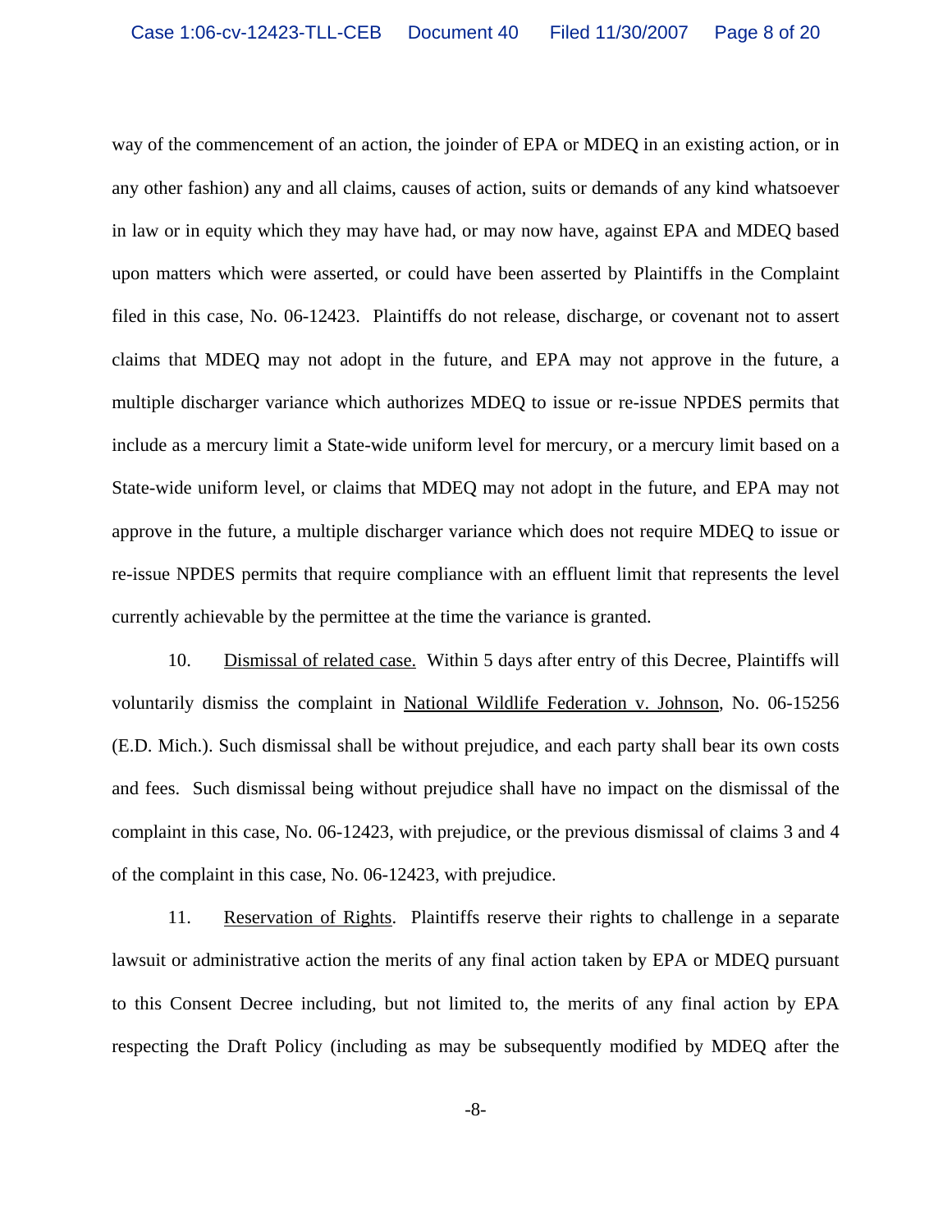way of the commencement of an action, the joinder of EPA or MDEQ in an existing action, or in any other fashion) any and all claims, causes of action, suits or demands of any kind whatsoever in law or in equity which they may have had, or may now have, against EPA and MDEQ based upon matters which were asserted, or could have been asserted by Plaintiffs in the Complaint filed in this case, No. 06-12423. Plaintiffs do not release, discharge, or covenant not to assert claims that MDEQ may not adopt in the future, and EPA may not approve in the future, a multiple discharger variance which authorizes MDEQ to issue or re-issue NPDES permits that include as a mercury limit a State-wide uniform level for mercury, or a mercury limit based on a State-wide uniform level, or claims that MDEQ may not adopt in the future, and EPA may not approve in the future, a multiple discharger variance which does not require MDEQ to issue or re-issue NPDES permits that require compliance with an effluent limit that represents the level currently achievable by the permittee at the time the variance is granted.

10. Dismissal of related case. Within 5 days after entry of this Decree, Plaintiffs will voluntarily dismiss the complaint in National Wildlife Federation v. Johnson, No. 06-15256 (E.D. Mich.). Such dismissal shall be without prejudice, and each party shall bear its own costs and fees. Such dismissal being without prejudice shall have no impact on the dismissal of the complaint in this case, No. 06-12423, with prejudice, or the previous dismissal of claims 3 and 4 of the complaint in this case, No. 06-12423, with prejudice.

11. Reservation of Rights. Plaintiffs reserve their rights to challenge in a separate lawsuit or administrative action the merits of any final action taken by EPA or MDEQ pursuant to this Consent Decree including, but not limited to, the merits of any final action by EPA respecting the Draft Policy (including as may be subsequently modified by MDEQ after the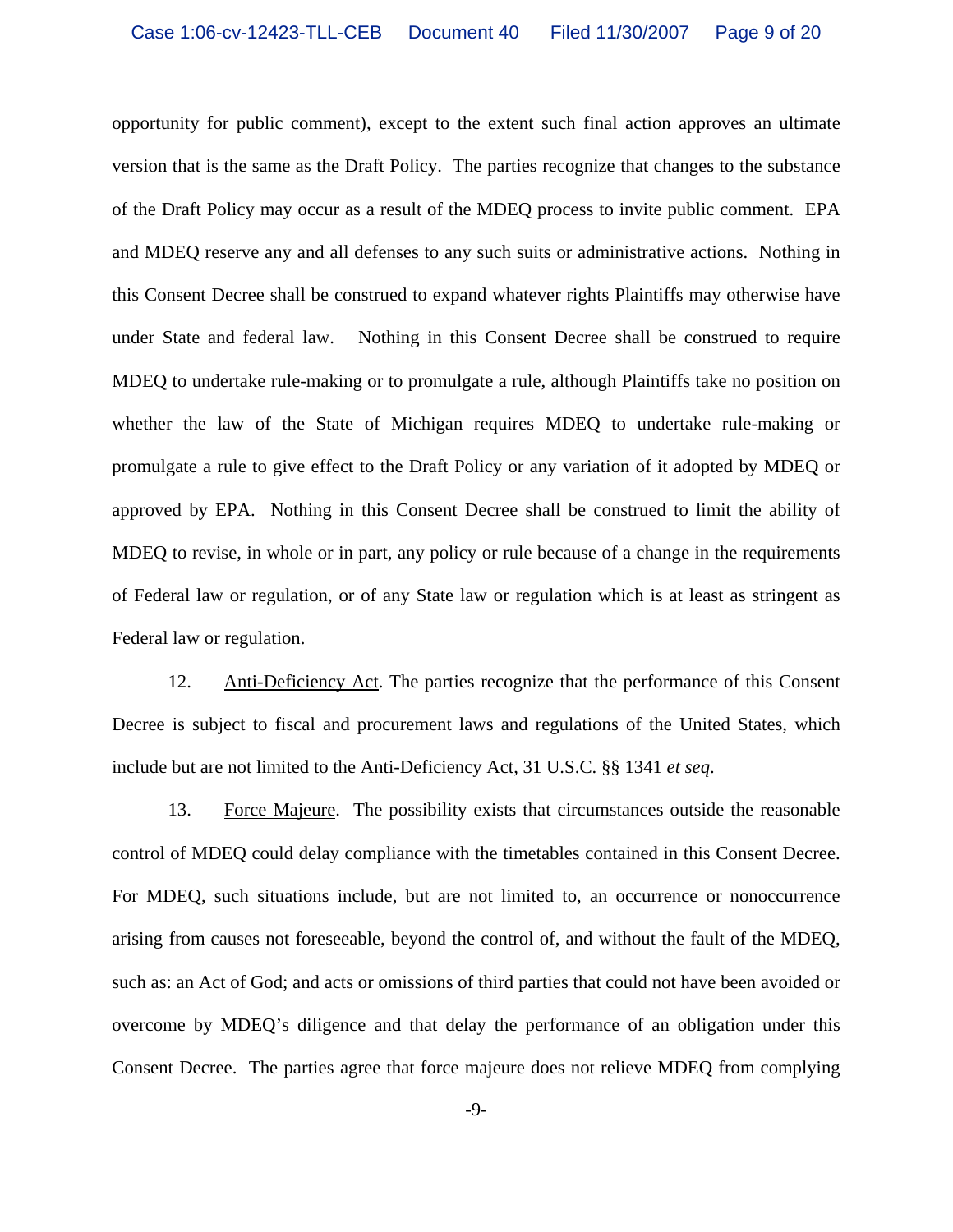opportunity for public comment), except to the extent such final action approves an ultimate version that is the same as the Draft Policy. The parties recognize that changes to the substance of the Draft Policy may occur as a result of the MDEQ process to invite public comment. EPA and MDEQ reserve any and all defenses to any such suits or administrative actions. Nothing in this Consent Decree shall be construed to expand whatever rights Plaintiffs may otherwise have under State and federal law. Nothing in this Consent Decree shall be construed to require MDEQ to undertake rule-making or to promulgate a rule, although Plaintiffs take no position on whether the law of the State of Michigan requires MDEQ to undertake rule-making or promulgate a rule to give effect to the Draft Policy or any variation of it adopted by MDEQ or approved by EPA. Nothing in this Consent Decree shall be construed to limit the ability of MDEQ to revise, in whole or in part, any policy or rule because of a change in the requirements of Federal law or regulation, or of any State law or regulation which is at least as stringent as Federal law or regulation.

12. Anti-Deficiency Act. The parties recognize that the performance of this Consent Decree is subject to fiscal and procurement laws and regulations of the United States, which include but are not limited to the Anti-Deficiency Act, 31 U.S.C. §§ 1341 *et seq*.

13. Force Majeure. The possibility exists that circumstances outside the reasonable control of MDEQ could delay compliance with the timetables contained in this Consent Decree. For MDEQ, such situations include, but are not limited to, an occurrence or nonoccurrence arising from causes not foreseeable, beyond the control of, and without the fault of the MDEQ, such as: an Act of God; and acts or omissions of third parties that could not have been avoided or overcome by MDEQ's diligence and that delay the performance of an obligation under this Consent Decree. The parties agree that force majeure does not relieve MDEQ from complying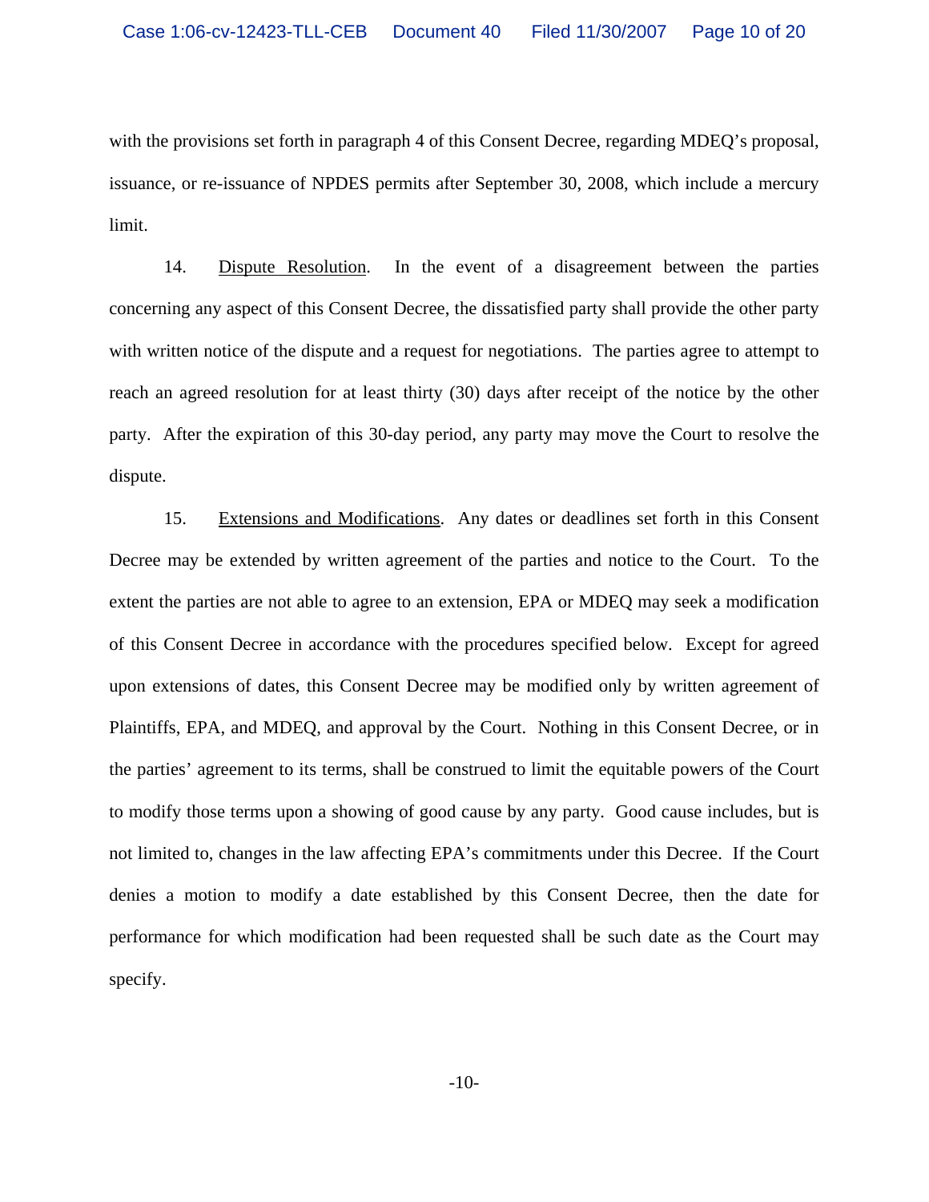with the provisions set forth in paragraph 4 of this Consent Decree, regarding MDEQ's proposal, issuance, or re-issuance of NPDES permits after September 30, 2008, which include a mercury limit.

14. <u>Dispute Resolution</u>. In the event of a disagreement between the parties concerning any aspect of this Consent Decree, the dissatisfied party shall provide the other party with written notice of the dispute and a request for negotiations. The parties agree to attempt to reach an agreed resolution for at least thirty (30) days after receipt of the notice by the other party. After the expiration of this 30-day period, any party may move the Court to resolve the dispute.

15. <u>Extensions and Modifications</u>. Any dates or deadlines set forth in this Consent Decree may be extended by written agreement of the parties and notice to the Court. To the extent the parties are not able to agree to an extension, EPA or MDEQ may seek a modification of this Consent Decree in accordance with the procedures specified below. Except for agreed upon extensions of dates, this Consent Decree may be modified only by written agreement of Plaintiffs, EPA, and MDEQ, and approval by the Court. Nothing in this Consent Decree, or in the parties' agreement to its terms, shall be construed to limit the equitable powers of the Court to modify those terms upon a showing of good cause by any party. Good cause includes, but is not limited to, changes in the law affecting EPA's commitments under this Decree. If the Court denies a motion to modify a date established by this Consent Decree, then the date for performance for which modification had been requested shall be such date as the Court may specify.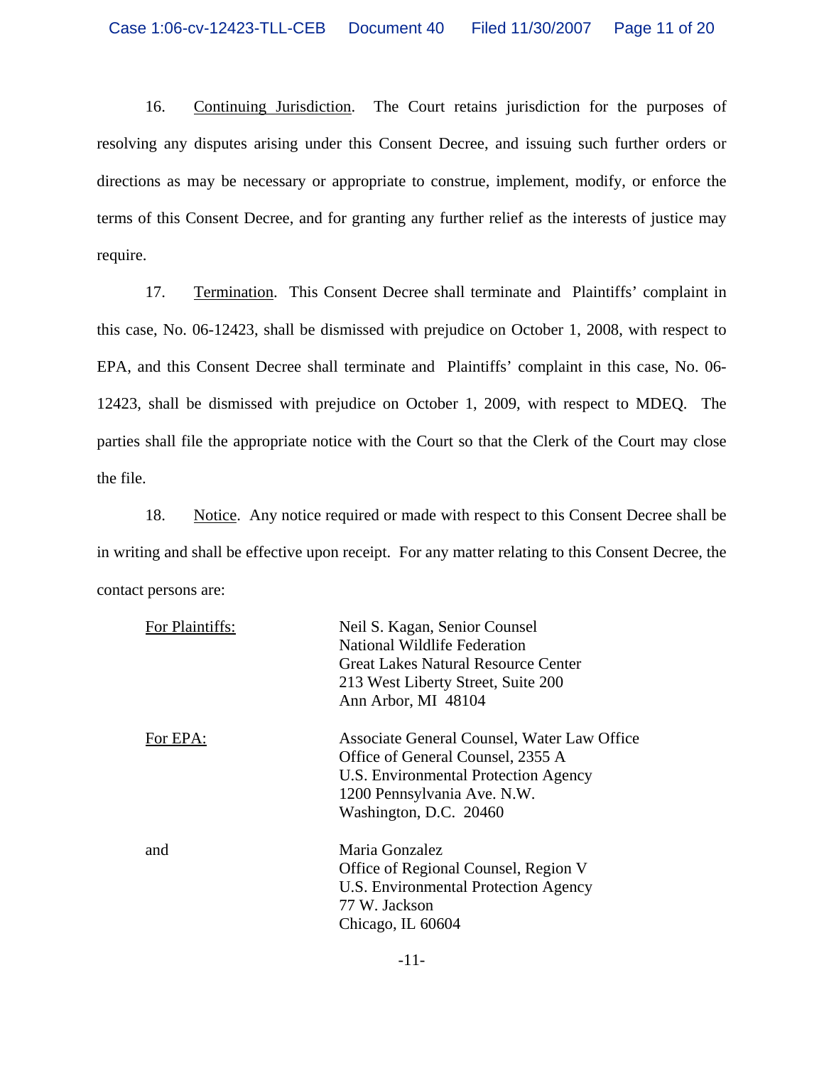16. Continuing Jurisdiction. The Court retains jurisdiction for the purposes of resolving any disputes arising under this Consent Decree, and issuing such further orders or directions as may be necessary or appropriate to construe, implement, modify, or enforce the terms of this Consent Decree, and for granting any further relief as the interests of justice may require.

17. Termination. This Consent Decree shall terminate and Plaintiffs' complaint in this case, No. 06-12423, shall be dismissed with prejudice on October 1, 2008, with respect to EPA, and this Consent Decree shall terminate and Plaintiffs' complaint in this case, No. 06-12423, shall be dismissed with prejudice on October 1, 2009, with respect to MDEQ. The parties shall file the appropriate notice with the Court so that the Clerk of the Court may close the file.

18. Notice. Any notice required or made with respect to this Consent Decree shall be in writing and shall be effective upon receipt. For any matter relating to this Consent Decree, the contact persons are:

For Plaintiffs:

Neil S. Kagan, Senior Counsel
National Wildlife Federation
Great Lakes Natural Resource Center
213 West Liberty Street, Suite 200
Ann Arbor, MI 48104

For EPA:

Associate General Counsel, Water Law Office
Office of General Counsel, 2355 A
U.S. Environmental Protection Agency
1200 Pennsylvania Ave. N.W.
Washington, D.C. 20460

and

Maria Gonzalez
Office of Regional Counsel, Region V
U.S. Environmental Protection Agency
77 W. Jackson
Chicago, IL 60604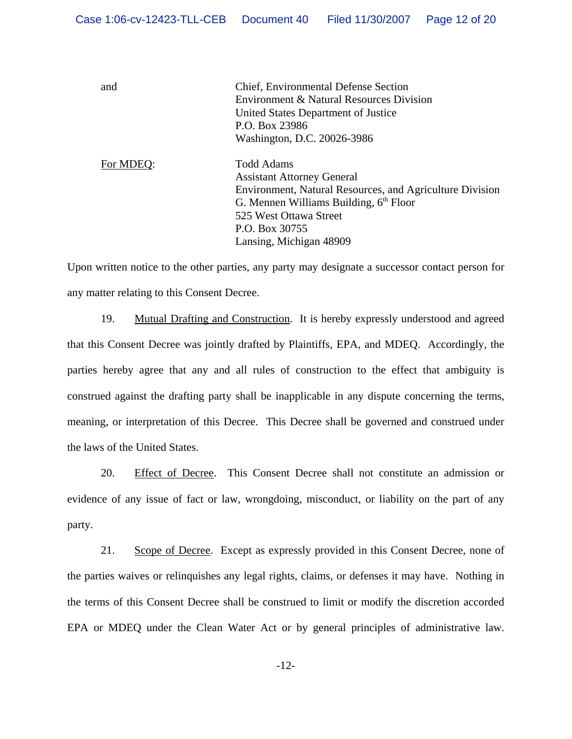and

Chief, Environmental Defense Section
Environment & Natural Resources Division
United States Department of Justice
P.O. Box 23986
Washington, D.C. 20026-3986

For MDEQ:

Todd Adams
Assistant Attorney General
Environment, Natural Resources, and Agriculture Division
G. Mennen Williams Building, 6th Floor
525 West Ottawa Street
P.O. Box 30755
Lansing, Michigan 48909

Upon written notice to the other parties, any party may designate a successor contact person for any matter relating to this Consent Decree.

19. Mutual Drafting and Construction. It is hereby expressly understood and agreed that this Consent Decree was jointly drafted by Plaintiffs, EPA, and MDEQ. Accordingly, the parties hereby agree that any and all rules of construction to the effect that ambiguity is construed against the drafting party shall be inapplicable in any dispute concerning the terms, meaning, or interpretation of this Decree. This Decree shall be governed and construed under the laws of the United States.

20. Effect of Decree. This Consent Decree shall not constitute an admission or evidence of any issue of fact or law, wrongdoing, misconduct, or liability on the part of any party.

21. Scope of Decree. Except as expressly provided in this Consent Decree, none of the parties waives or relinquishes any legal rights, claims, or defenses it may have. Nothing in the terms of this Consent Decree shall be construed to limit or modify the discretion accorded EPA or MDEQ under the Clean Water Act or by general principles of administrative law.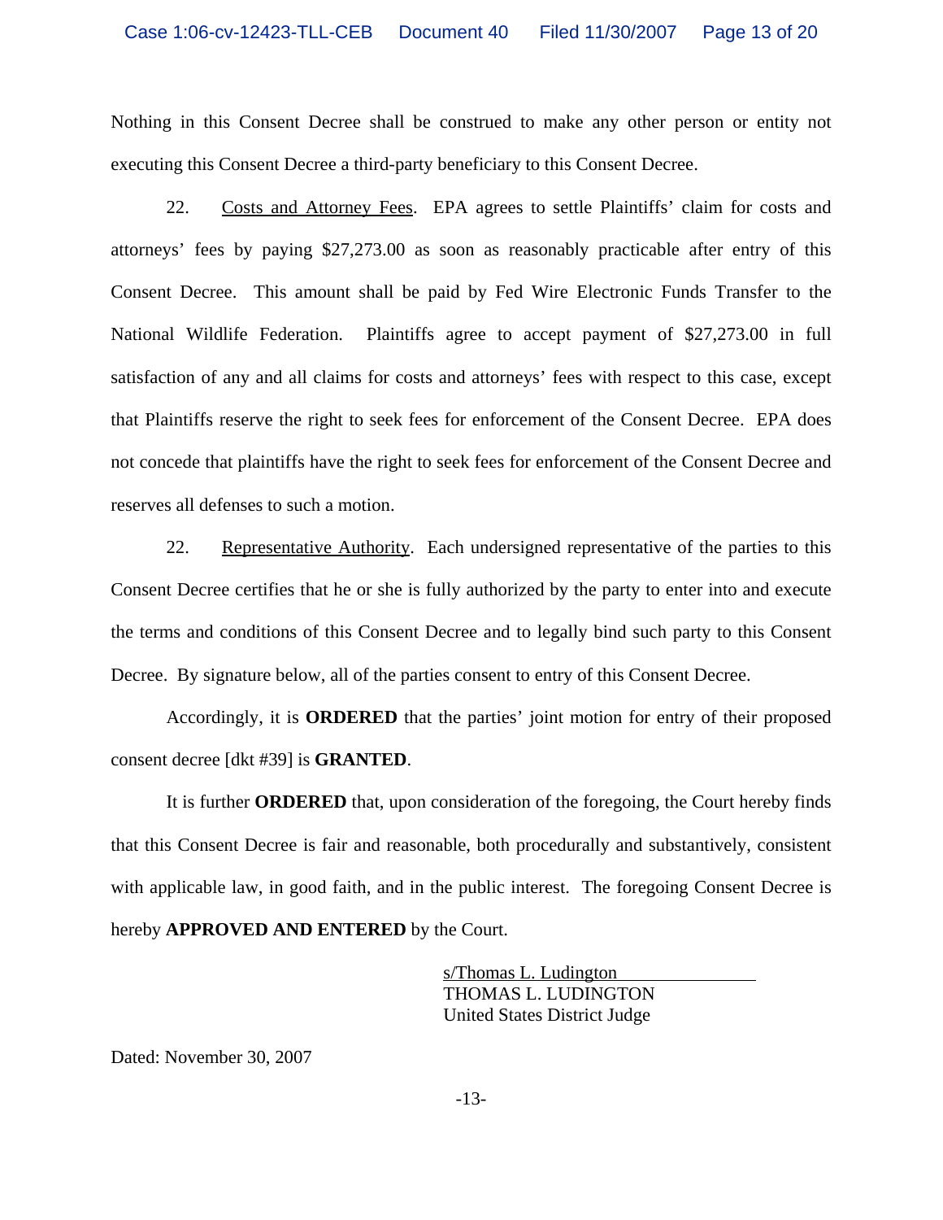Nothing in this Consent Decree shall be construed to make any other person or entity not executing this Consent Decree a third-party beneficiary to this Consent Decree.

22. Costs and Attorney Fees. EPA agrees to settle Plaintiffs' claim for costs and attorneys' fees by paying $27,273.00 as soon as reasonably practicable after entry of this Consent Decree. This amount shall be paid by Fed Wire Electronic Funds Transfer to the National Wildlife Federation. Plaintiffs agree to accept payment of $27,273.00 in full satisfaction of any and all claims for costs and attorneys' fees with respect to this case, except that Plaintiffs reserve the right to seek fees for enforcement of the Consent Decree. EPA does not concede that plaintiffs have the right to seek fees for enforcement of the Consent Decree and reserves all defenses to such a motion.

22. Representative Authority. Each undersigned representative of the parties to this Consent Decree certifies that he or she is fully authorized by the party to enter into and execute the terms and conditions of this Consent Decree and to legally bind such party to this Consent Decree. By signature below, all of the parties consent to entry of this Consent Decree.

Accordingly, it is **ORDERED** that the parties' joint motion for entry of their proposed consent decree [dkt #39] is **GRANTED**.

It is further **ORDERED** that, upon consideration of the foregoing, the Court hereby finds that this Consent Decree is fair and reasonable, both procedurally and substantively, consistent with applicable law, in good faith, and in the public interest. The foregoing Consent Decree is hereby **APPROVED AND ENTERED** by the Court.

s/Thomas L. Ludington
THOMAS L. LUDINGTON
United States District Judge

Dated: November 30, 2007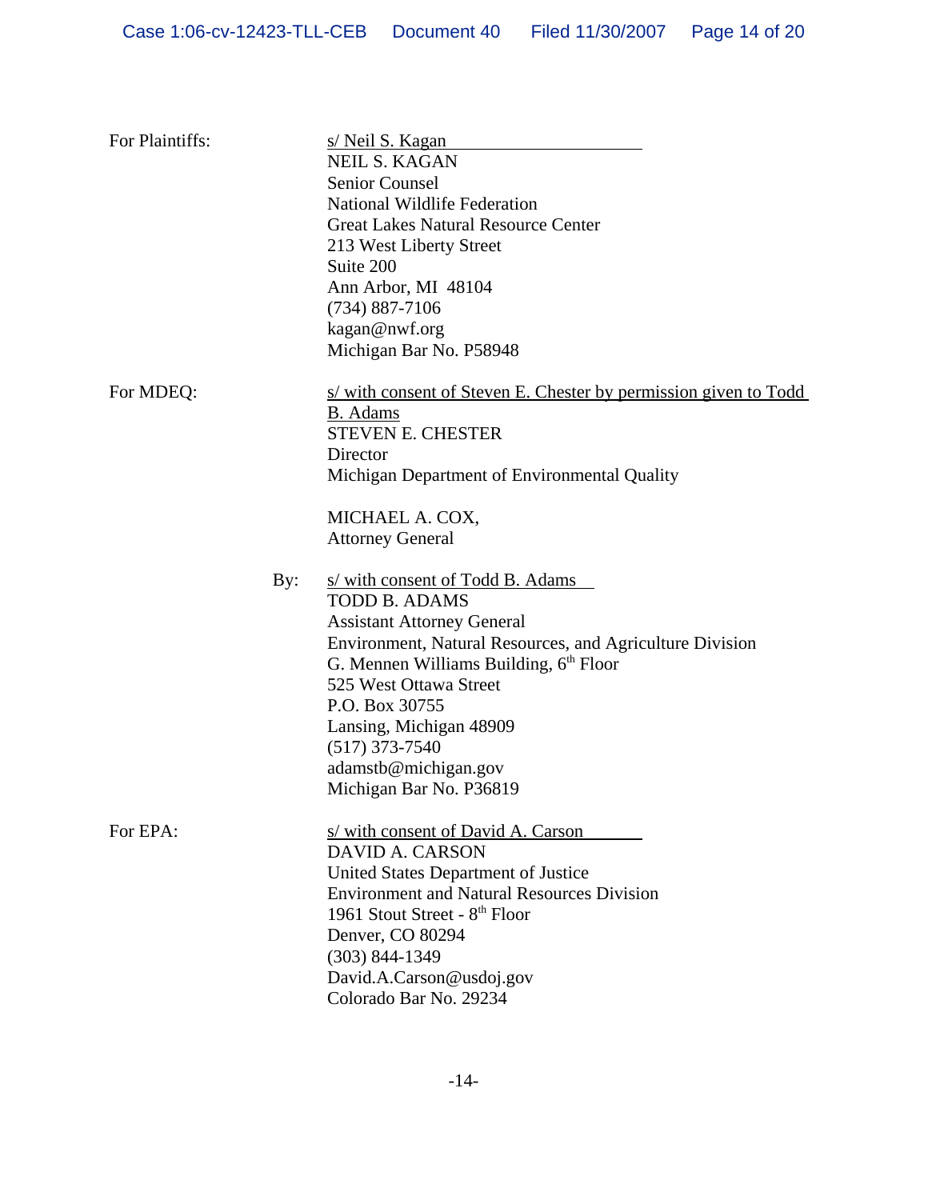For Plaintiffs:

s/ Neil S. Kagan
NEIL S. KAGAN
Senior Counsel
National Wildlife Federation
Great Lakes Natural Resource Center
213 West Liberty Street
Suite 200
Ann Arbor, MI 48104
(734) 887-7106
kagan@nwf.org
Michigan Bar No. P58948

For MDEQ:

s/ with consent of Steven E. Chester by permission given to Todd B. Adams
STEVEN E. CHESTER
Director
Michigan Department of Environmental Quality

MICHAEL A. COX,
Attorney General

By: s/ with consent of Todd B. Adams
TODD B. ADAMS
Assistant Attorney General
Environment, Natural Resources, and Agriculture Division
G. Mennen Williams Building, 6th Floor
525 West Ottawa Street
P.O. Box 30755
Lansing, Michigan 48909
(517) 373-7540
adamstb@michigan.gov
Michigan Bar No. P36819

For EPA:

s/ with consent of David A. Carson
DAVID A. CARSON
United States Department of Justice
Environment and Natural Resources Division
1961 Stout Street - 8th Floor
Denver, CO 80294
(303) 844-1349
David.A.Carson@usdoj.gov
Colorado Bar No. 29234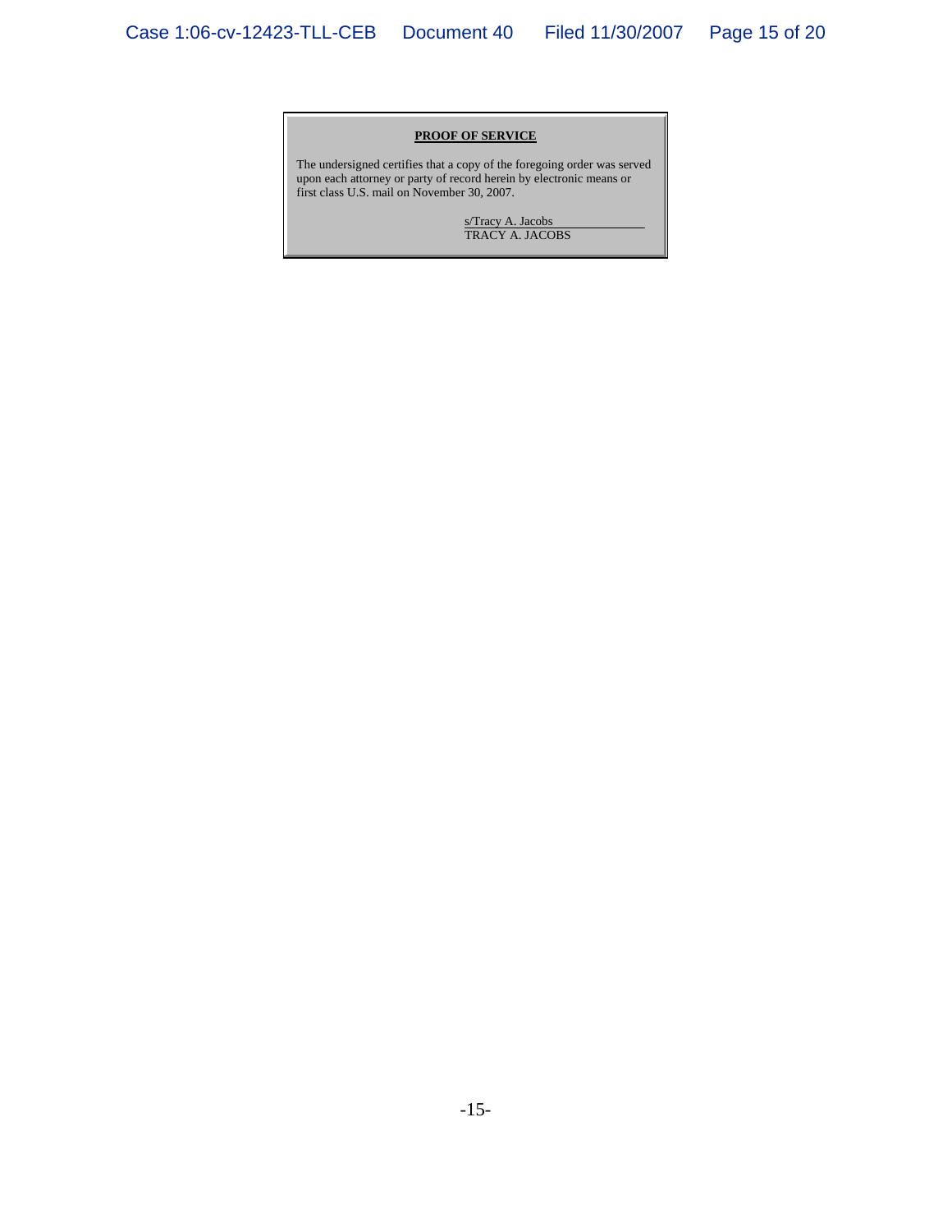**PROOF OF SERVICE**

The undersigned certifies that a copy of the foregoing order was served upon each attorney or party of record herein by electronic means or first class U.S. mail on November 30, 2007.

s/Tracy A. Jacobs
TRACY A. JACOBS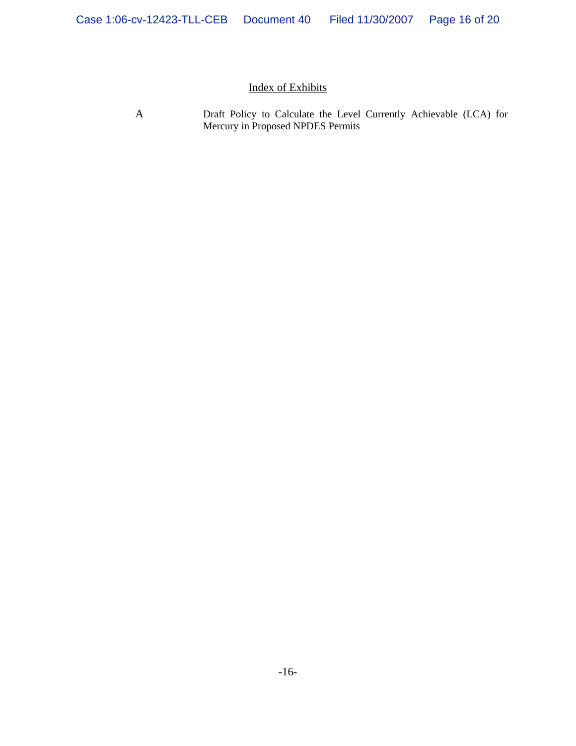## Index of Exhibits

| | |
|---|---|
| A | Draft Policy to Calculate the Level Currently Achievable (LCA) for Mercury in Proposed NPDES Permits |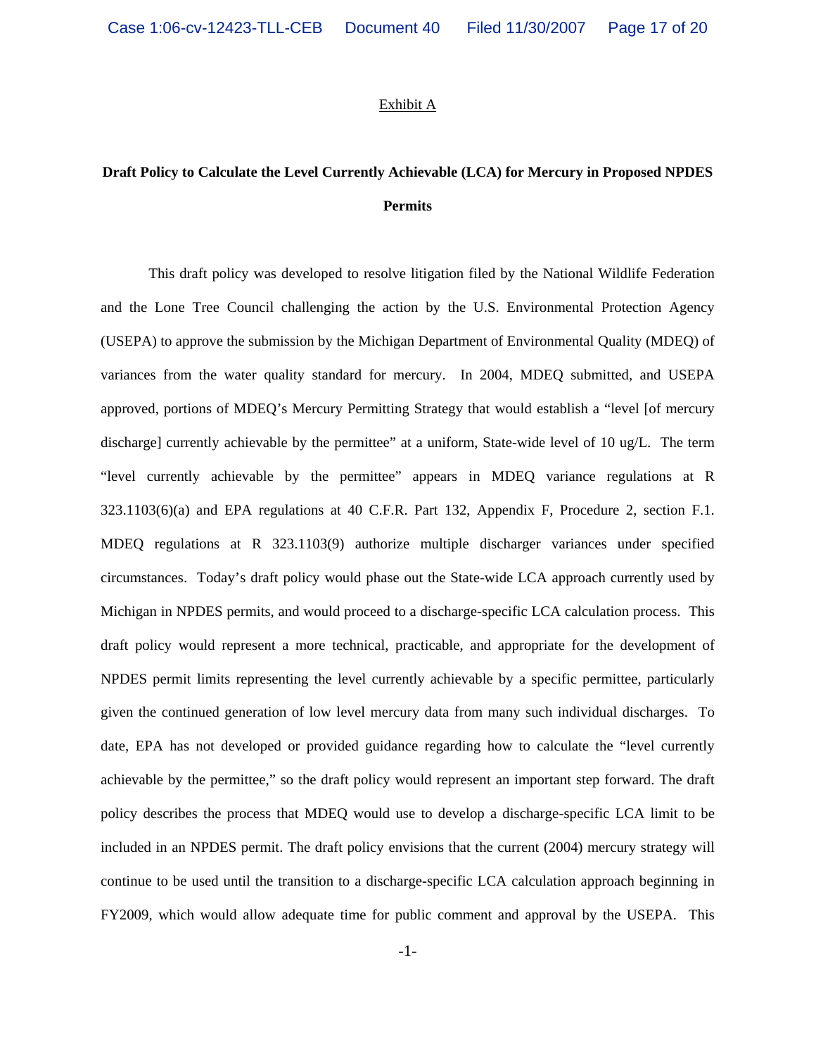Exhibit A

**Draft Policy to Calculate the Level Currently Achievable (LCA) for Mercury in Proposed NPDES Permits**

This draft policy was developed to resolve litigation filed by the National Wildlife Federation and the Lone Tree Council challenging the action by the U.S. Environmental Protection Agency (USEPA) to approve the submission by the Michigan Department of Environmental Quality (MDEQ) of variances from the water quality standard for mercury. In 2004, MDEQ submitted, and USEPA approved, portions of MDEQ's Mercury Permitting Strategy that would establish a "level [of mercury discharge] currently achievable by the permittee" at a uniform, State-wide level of 10 ug/L. The term "level currently achievable by the permittee" appears in MDEQ variance regulations at R 323.1103(6)(a) and EPA regulations at 40 C.F.R. Part 132, Appendix F, Procedure 2, section F.1. MDEQ regulations at R 323.1103(9) authorize multiple discharger variances under specified circumstances. Today's draft policy would phase out the State-wide LCA approach currently used by Michigan in NPDES permits, and would proceed to a discharge-specific LCA calculation process. This draft policy would represent a more technical, practicable, and appropriate for the development of NPDES permit limits representing the level currently achievable by a specific permittee, particularly given the continued generation of low level mercury data from many such individual discharges. To date, EPA has not developed or provided guidance regarding how to calculate the "level currently achievable by the permittee," so the draft policy would represent an important step forward. The draft policy describes the process that MDEQ would use to develop a discharge-specific LCA limit to be included in an NPDES permit. The draft policy envisions that the current (2004) mercury strategy will continue to be used until the transition to a discharge-specific LCA calculation approach beginning in FY2009, which would allow adequate time for public comment and approval by the USEPA. This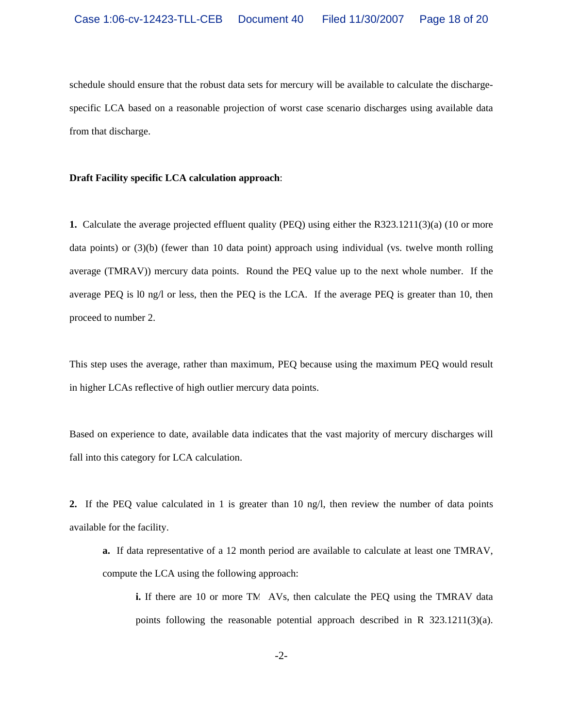schedule should ensure that the robust data sets for mercury will be available to calculate the discharge-specific LCA based on a reasonable projection of worst case scenario discharges using available data from that discharge.

**Draft Facility specific LCA calculation approach**:

**1.** Calculate the average projected effluent quality (PEQ) using either the R323.1211(3)(a) (10 or more data points) or (3)(b) (fewer than 10 data point) approach using individual (vs. twelve month rolling average (TMRAV)) mercury data points. Round the PEQ value up to the next whole number. If the average PEQ is l0 ng/l or less, then the PEQ is the LCA. If the average PEQ is greater than 10, then proceed to number 2.

This step uses the average, rather than maximum, PEQ because using the maximum PEQ would result in higher LCAs reflective of high outlier mercury data points.

Based on experience to date, available data indicates that the vast majority of mercury discharges will fall into this category for LCA calculation.

**2.** If the PEQ value calculated in 1 is greater than 10 ng/l, then review the number of data points available for the facility.

> **a.** If data representative of a 12 month period are available to calculate at least one TMRAV, compute the LCA using the following approach:
>
> > **i.** If there are 10 or more TM AVs, then calculate the PEQ using the TMRAV data points following the reasonable potential approach described in R 323.1211(3)(a).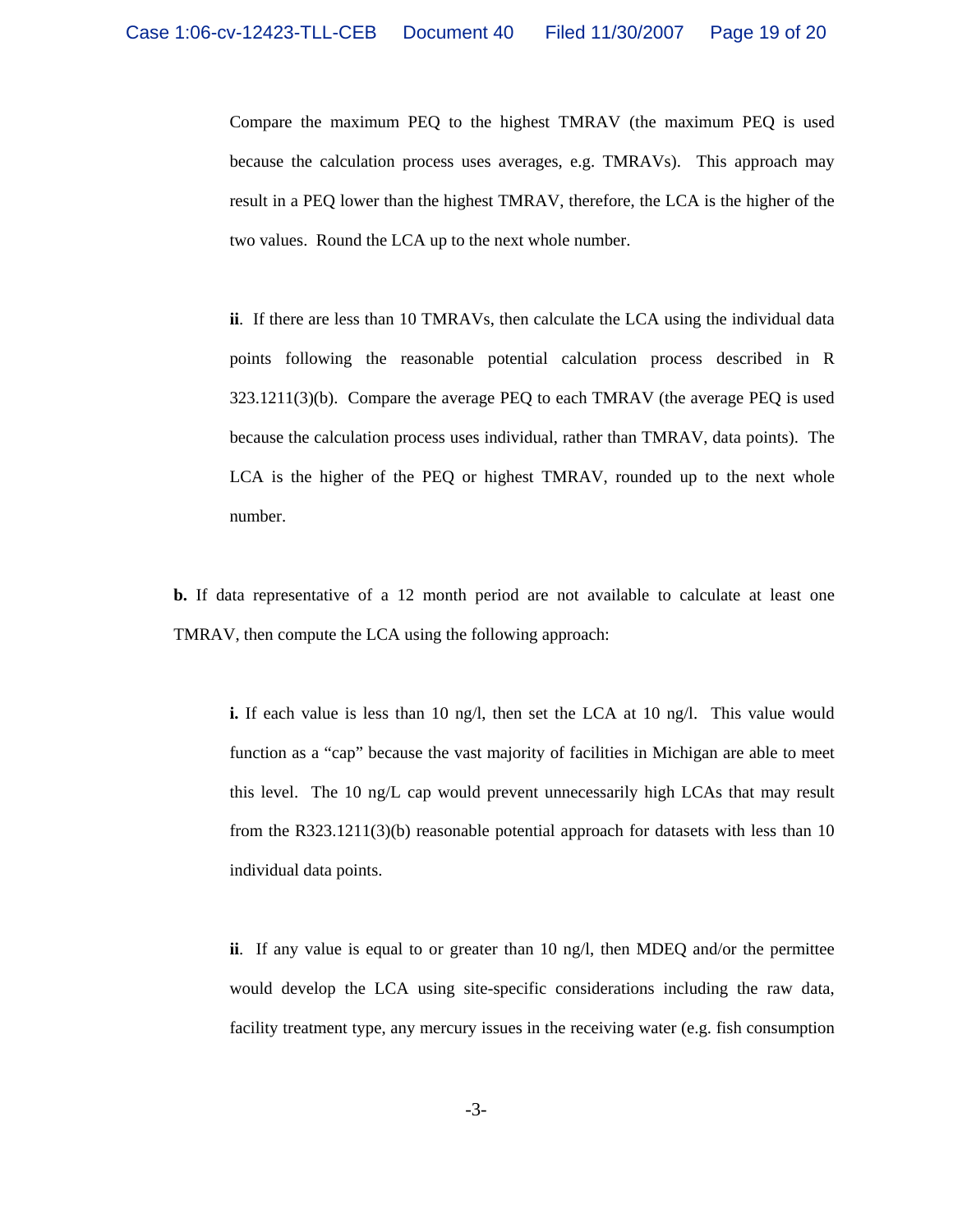Compare the maximum PEQ to the highest TMRAV (the maximum PEQ is used because the calculation process uses averages, e.g. TMRAVs). This approach may result in a PEQ lower than the highest TMRAV, therefore, the LCA is the higher of the two values. Round the LCA up to the next whole number.

**ii**. If there are less than 10 TMRAVs, then calculate the LCA using the individual data points following the reasonable potential calculation process described in R 323.1211(3)(b). Compare the average PEQ to each TMRAV (the average PEQ is used because the calculation process uses individual, rather than TMRAV, data points). The LCA is the higher of the PEQ or highest TMRAV, rounded up to the next whole number.

**b.** If data representative of a 12 month period are not available to calculate at least one TMRAV, then compute the LCA using the following approach:

**i.** If each value is less than 10 ng/l, then set the LCA at 10 ng/l. This value would function as a "cap" because the vast majority of facilities in Michigan are able to meet this level. The 10 ng/L cap would prevent unnecessarily high LCAs that may result from the R323.1211(3)(b) reasonable potential approach for datasets with less than 10 individual data points.

**ii**. If any value is equal to or greater than 10 ng/l, then MDEQ and/or the permittee would develop the LCA using site-specific considerations including the raw data, facility treatment type, any mercury issues in the receiving water (e.g. fish consumption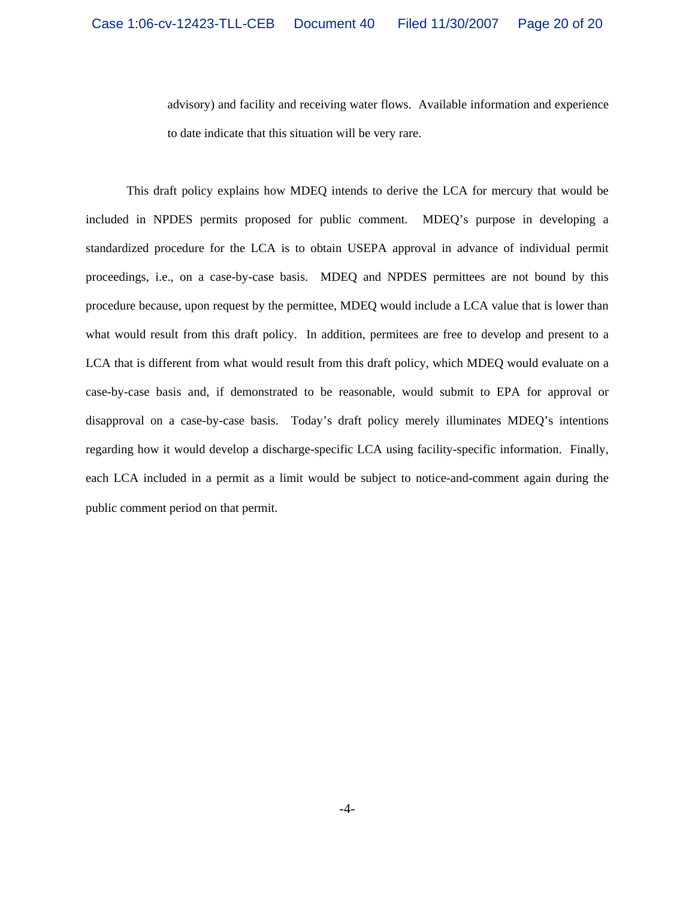advisory) and facility and receiving water flows. Available information and experience to date indicate that this situation will be very rare.

This draft policy explains how MDEQ intends to derive the LCA for mercury that would be included in NPDES permits proposed for public comment. MDEQ's purpose in developing a standardized procedure for the LCA is to obtain USEPA approval in advance of individual permit proceedings, i.e., on a case-by-case basis. MDEQ and NPDES permittees are not bound by this procedure because, upon request by the permittee, MDEQ would include a LCA value that is lower than what would result from this draft policy. In addition, permitees are free to develop and present to a LCA that is different from what would result from this draft policy, which MDEQ would evaluate on a case-by-case basis and, if demonstrated to be reasonable, would submit to EPA for approval or disapproval on a case-by-case basis. Today's draft policy merely illuminates MDEQ's intentions regarding how it would develop a discharge-specific LCA using facility-specific information. Finally, each LCA included in a permit as a limit would be subject to notice-and-comment again during the public comment period on that permit.